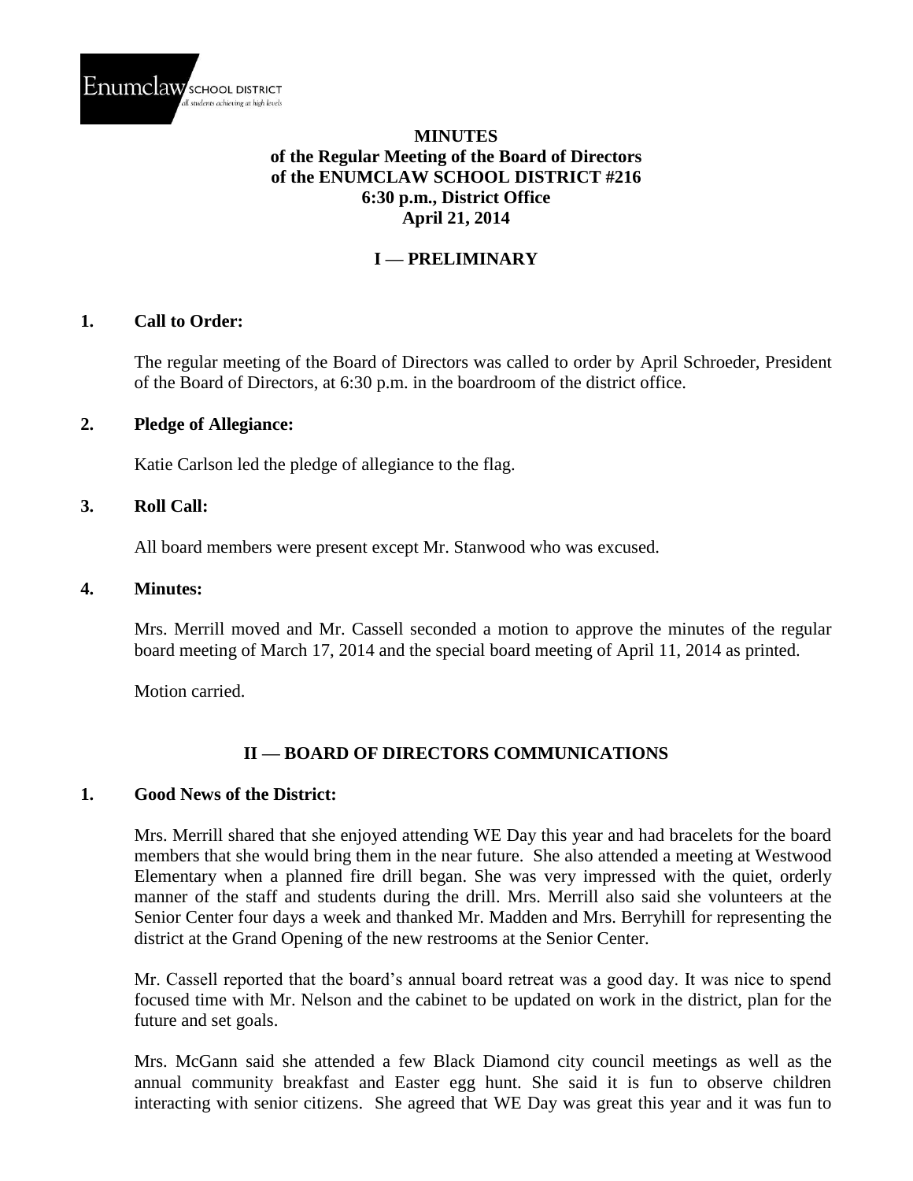# MINUTES
## of the Regular Meeting of the Board of Directors of the ENUMCLAW SCHOOL DISTRICT #216
### 6:30 p.m., District Office
### April 21, 2014

## I — PRELIMINARY

**1. Call to Order:**

The regular meeting of the Board of Directors was called to order by April Schroeder, President of the Board of Directors, at 6:30 p.m. in the boardroom of the district office.

**2. Pledge of Allegiance:**

Katie Carlson led the pledge of allegiance to the flag.

**3. Roll Call:**

All board members were present except Mr. Stanwood who was excused.

**4. Minutes:**

Mrs. Merrill moved and Mr. Cassell seconded a motion to approve the minutes of the regular board meeting of March 17, 2014 and the special board meeting of April 11, 2014 as printed.

Motion carried.

## II — BOARD OF DIRECTORS COMMUNICATIONS

**1. Good News of the District:**

Mrs. Merrill shared that she enjoyed attending WE Day this year and had bracelets for the board members that she would bring them in the near future. She also attended a meeting at Westwood Elementary when a planned fire drill began. She was very impressed with the quiet, orderly manner of the staff and students during the drill. Mrs. Merrill also said she volunteers at the Senior Center four days a week and thanked Mr. Madden and Mrs. Berryhill for representing the district at the Grand Opening of the new restrooms at the Senior Center.

Mr. Cassell reported that the board's annual board retreat was a good day. It was nice to spend focused time with Mr. Nelson and the cabinet to be updated on work in the district, plan for the future and set goals.

Mrs. McGann said she attended a few Black Diamond city council meetings as well as the annual community breakfast and Easter egg hunt. She said it is fun to observe children interacting with senior citizens. She agreed that WE Day was great this year and it was fun to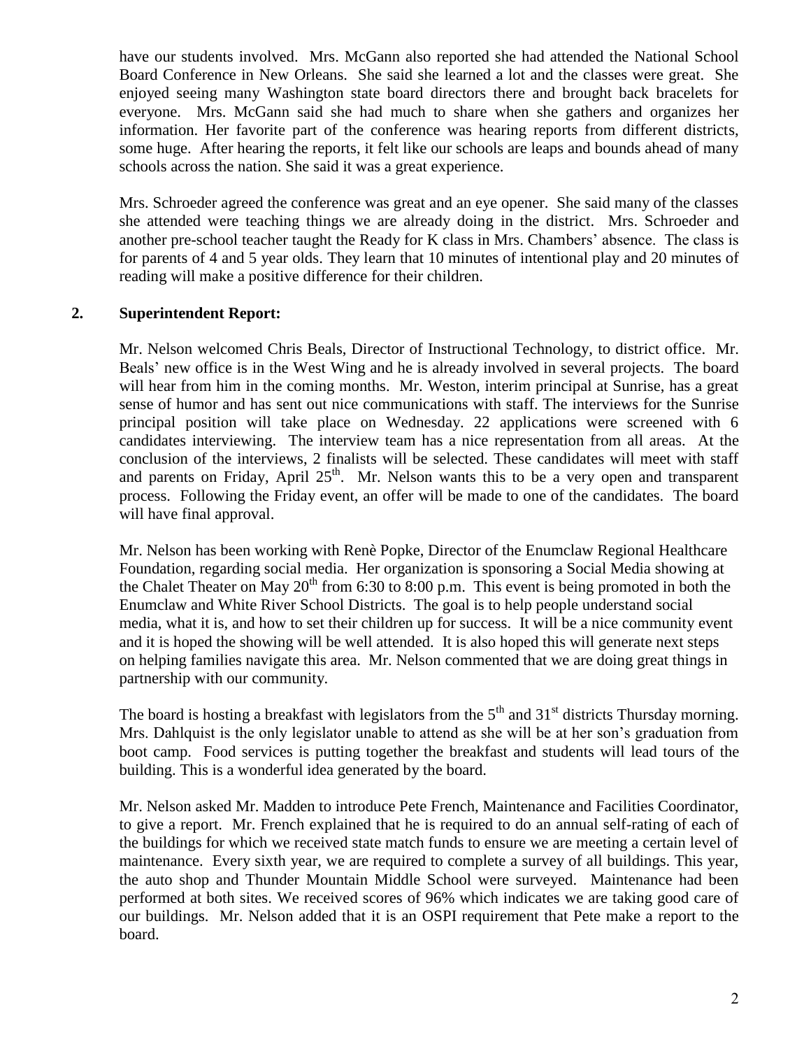have our students involved. Mrs. McGann also reported she had attended the National School Board Conference in New Orleans. She said she learned a lot and the classes were great. She enjoyed seeing many Washington state board directors there and brought back bracelets for everyone. Mrs. McGann said she had much to share when she gathers and organizes her information. Her favorite part of the conference was hearing reports from different districts, some huge. After hearing the reports, it felt like our schools are leaps and bounds ahead of many schools across the nation. She said it was a great experience.

Mrs. Schroeder agreed the conference was great and an eye opener. She said many of the classes she attended were teaching things we are already doing in the district. Mrs. Schroeder and another pre-school teacher taught the Ready for K class in Mrs. Chambers' absence. The class is for parents of 4 and 5 year olds. They learn that 10 minutes of intentional play and 20 minutes of reading will make a positive difference for their children.

**2. Superintendent Report:**

Mr. Nelson welcomed Chris Beals, Director of Instructional Technology, to district office. Mr. Beals' new office is in the West Wing and he is already involved in several projects. The board will hear from him in the coming months. Mr. Weston, interim principal at Sunrise, has a great sense of humor and has sent out nice communications with staff. The interviews for the Sunrise principal position will take place on Wednesday. 22 applications were screened with 6 candidates interviewing. The interview team has a nice representation from all areas. At the conclusion of the interviews, 2 finalists will be selected. These candidates will meet with staff and parents on Friday, April 25th. Mr. Nelson wants this to be a very open and transparent process. Following the Friday event, an offer will be made to one of the candidates. The board will have final approval.

Mr. Nelson has been working with Renè Popke, Director of the Enumclaw Regional Healthcare Foundation, regarding social media. Her organization is sponsoring a Social Media showing at the Chalet Theater on May 20th from 6:30 to 8:00 p.m. This event is being promoted in both the Enumclaw and White River School Districts. The goal is to help people understand social media, what it is, and how to set their children up for success. It will be a nice community event and it is hoped the showing will be well attended. It is also hoped this will generate next steps on helping families navigate this area. Mr. Nelson commented that we are doing great things in partnership with our community.

The board is hosting a breakfast with legislators from the 5th and 31st districts Thursday morning. Mrs. Dahlquist is the only legislator unable to attend as she will be at her son's graduation from boot camp. Food services is putting together the breakfast and students will lead tours of the building. This is a wonderful idea generated by the board.

Mr. Nelson asked Mr. Madden to introduce Pete French, Maintenance and Facilities Coordinator, to give a report. Mr. French explained that he is required to do an annual self-rating of each of the buildings for which we received state match funds to ensure we are meeting a certain level of maintenance. Every sixth year, we are required to complete a survey of all buildings. This year, the auto shop and Thunder Mountain Middle School were surveyed. Maintenance had been performed at both sites. We received scores of 96% which indicates we are taking good care of our buildings. Mr. Nelson added that it is an OSPI requirement that Pete make a report to the board.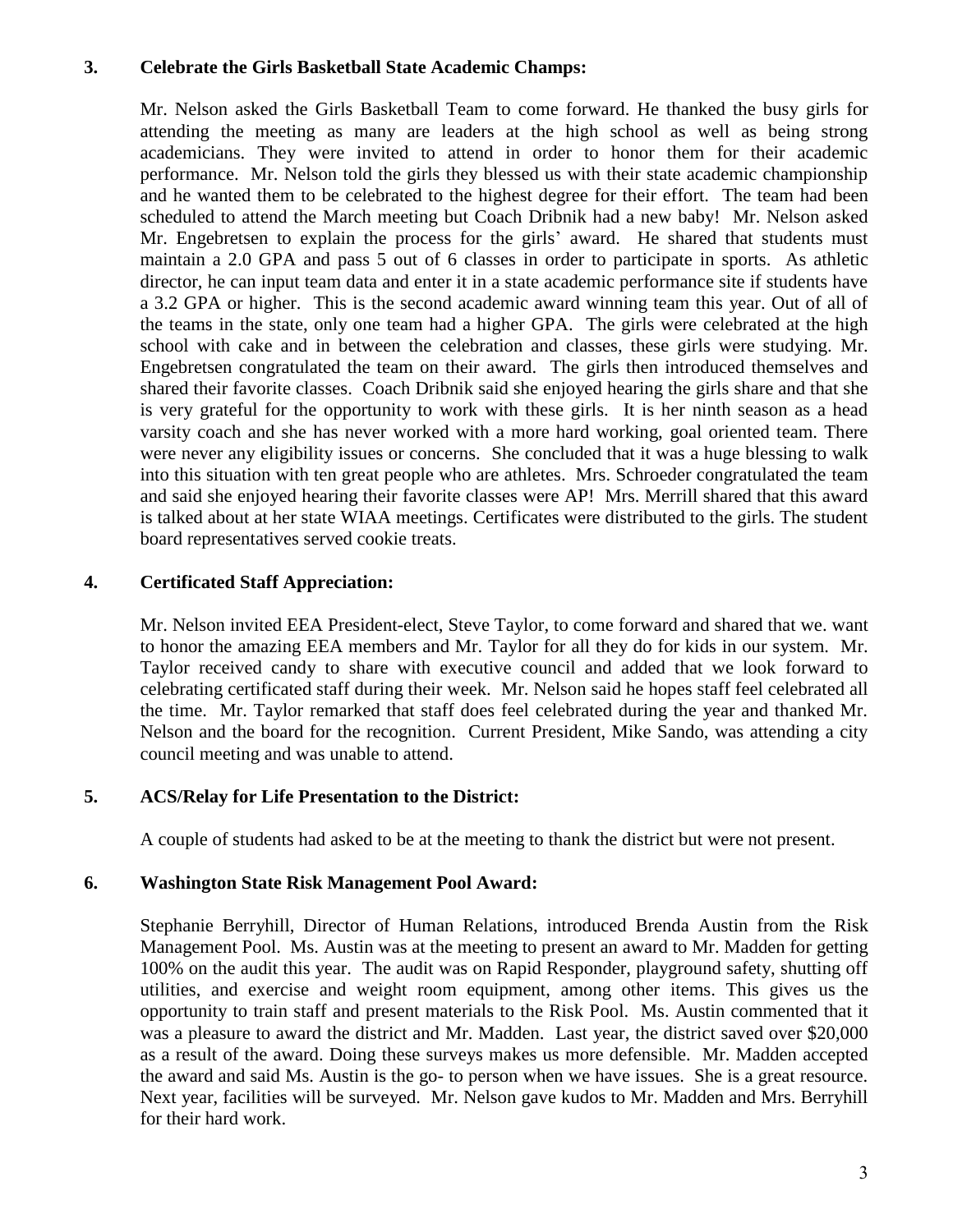**3. Celebrate the Girls Basketball State Academic Champs:**

Mr. Nelson asked the Girls Basketball Team to come forward. He thanked the busy girls for attending the meeting as many are leaders at the high school as well as being strong academicians. They were invited to attend in order to honor them for their academic performance. Mr. Nelson told the girls they blessed us with their state academic championship and he wanted them to be celebrated to the highest degree for their effort. The team had been scheduled to attend the March meeting but Coach Dribnik had a new baby! Mr. Nelson asked Mr. Engebretsen to explain the process for the girls' award. He shared that students must maintain a 2.0 GPA and pass 5 out of 6 classes in order to participate in sports. As athletic director, he can input team data and enter it in a state academic performance site if students have a 3.2 GPA or higher. This is the second academic award winning team this year. Out of all of the teams in the state, only one team had a higher GPA. The girls were celebrated at the high school with cake and in between the celebration and classes, these girls were studying. Mr. Engebretsen congratulated the team on their award. The girls then introduced themselves and shared their favorite classes. Coach Dribnik said she enjoyed hearing the girls share and that she is very grateful for the opportunity to work with these girls. It is her ninth season as a head varsity coach and she has never worked with a more hard working, goal oriented team. There were never any eligibility issues or concerns. She concluded that it was a huge blessing to walk into this situation with ten great people who are athletes. Mrs. Schroeder congratulated the team and said she enjoyed hearing their favorite classes were AP! Mrs. Merrill shared that this award is talked about at her state WIAA meetings. Certificates were distributed to the girls. The student board representatives served cookie treats.

**4. Certificated Staff Appreciation:**

Mr. Nelson invited EEA President-elect, Steve Taylor, to come forward and shared that we. want to honor the amazing EEA members and Mr. Taylor for all they do for kids in our system. Mr. Taylor received candy to share with executive council and added that we look forward to celebrating certificated staff during their week. Mr. Nelson said he hopes staff feel celebrated all the time. Mr. Taylor remarked that staff does feel celebrated during the year and thanked Mr. Nelson and the board for the recognition. Current President, Mike Sando, was attending a city council meeting and was unable to attend.

**5. ACS/Relay for Life Presentation to the District:**

A couple of students had asked to be at the meeting to thank the district but were not present.

**6. Washington State Risk Management Pool Award:**

Stephanie Berryhill, Director of Human Relations, introduced Brenda Austin from the Risk Management Pool. Ms. Austin was at the meeting to present an award to Mr. Madden for getting 100% on the audit this year. The audit was on Rapid Responder, playground safety, shutting off utilities, and exercise and weight room equipment, among other items. This gives us the opportunity to train staff and present materials to the Risk Pool. Ms. Austin commented that it was a pleasure to award the district and Mr. Madden. Last year, the district saved over $20,000 as a result of the award. Doing these surveys makes us more defensible. Mr. Madden accepted the award and said Ms. Austin is the go- to person when we have issues. She is a great resource. Next year, facilities will be surveyed. Mr. Nelson gave kudos to Mr. Madden and Mrs. Berryhill for their hard work.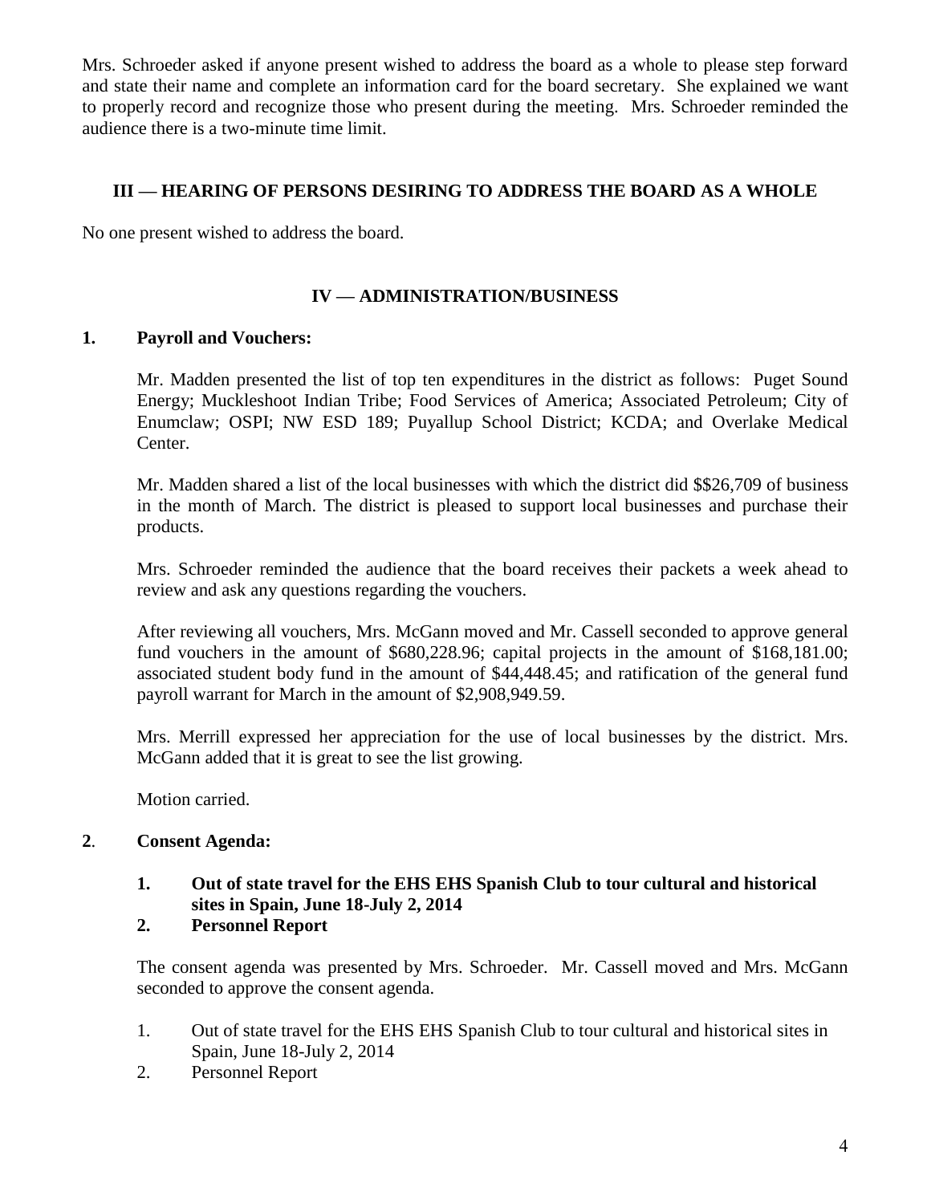Mrs. Schroeder asked if anyone present wished to address the board as a whole to please step forward and state their name and complete an information card for the board secretary. She explained we want to properly record and recognize those who present during the meeting. Mrs. Schroeder reminded the audience there is a two-minute time limit.

## III — HEARING OF PERSONS DESIRING TO ADDRESS THE BOARD AS A WHOLE

No one present wished to address the board.

## IV — ADMINISTRATION/BUSINESS

**1. Payroll and Vouchers:**

Mr. Madden presented the list of top ten expenditures in the district as follows: Puget Sound Energy; Muckleshoot Indian Tribe; Food Services of America; Associated Petroleum; City of Enumclaw; OSPI; NW ESD 189; Puyallup School District; KCDA; and Overlake Medical Center.

Mr. Madden shared a list of the local businesses with which the district did $$26,709 of business in the month of March. The district is pleased to support local businesses and purchase their products.

Mrs. Schroeder reminded the audience that the board receives their packets a week ahead to review and ask any questions regarding the vouchers.

After reviewing all vouchers, Mrs. McGann moved and Mr. Cassell seconded to approve general fund vouchers in the amount of $680,228.96; capital projects in the amount of $168,181.00; associated student body fund in the amount of $44,448.45; and ratification of the general fund payroll warrant for March in the amount of $2,908,949.59.

Mrs. Merrill expressed her appreciation for the use of local businesses by the district. Mrs. McGann added that it is great to see the list growing.

Motion carried.

**2. Consent Agenda:**

**1. Out of state travel for the EHS EHS Spanish Club to tour cultural and historical sites in Spain, June 18-July 2, 2014**
**2. Personnel Report**

The consent agenda was presented by Mrs. Schroeder. Mr. Cassell moved and Mrs. McGann seconded to approve the consent agenda.

1. Out of state travel for the EHS EHS Spanish Club to tour cultural and historical sites in Spain, June 18-July 2, 2014
2. Personnel Report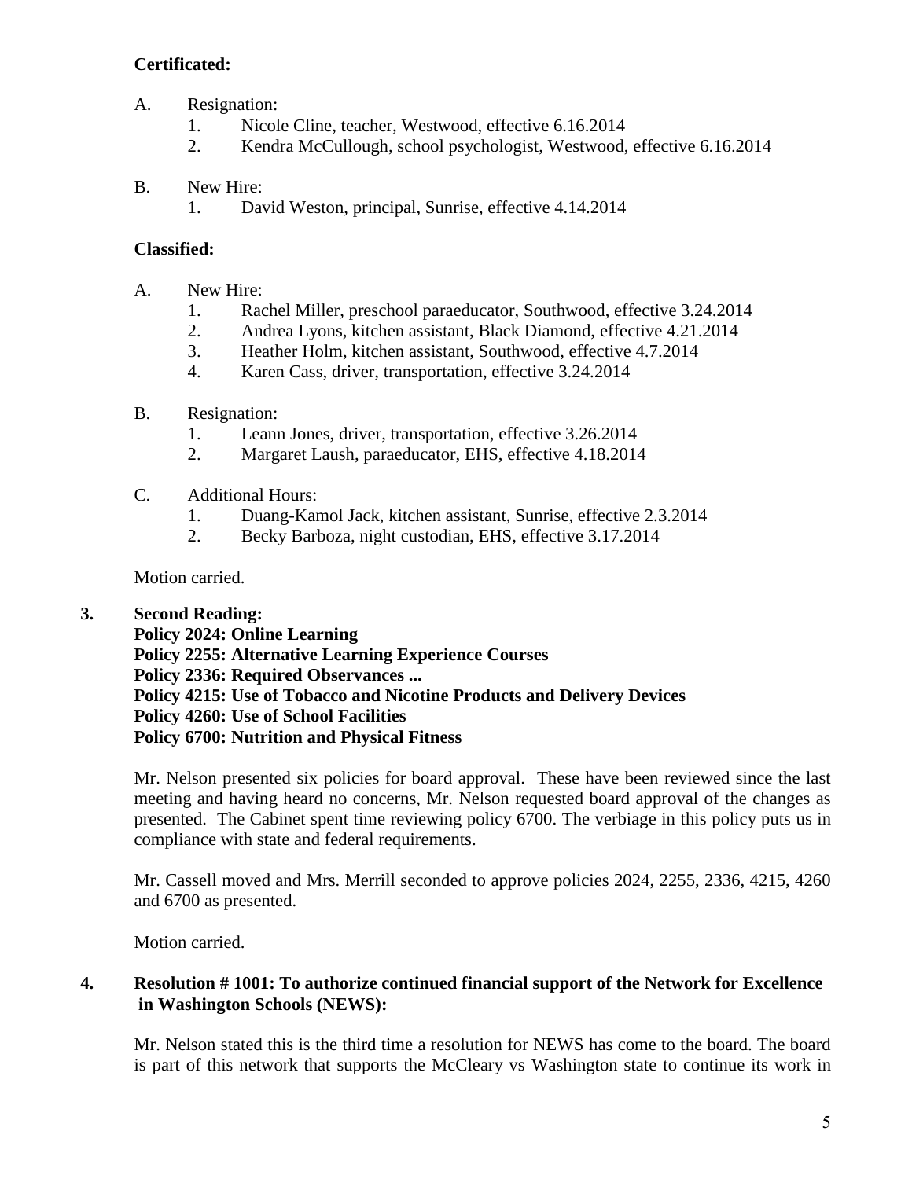**Certificated:**

A. Resignation:
   1. Nicole Cline, teacher, Westwood, effective 6.16.2014
   2. Kendra McCullough, school psychologist, Westwood, effective 6.16.2014

B. New Hire:
   1. David Weston, principal, Sunrise, effective 4.14.2014

**Classified:**

A. New Hire:
   1. Rachel Miller, preschool paraeducator, Southwood, effective 3.24.2014
   2. Andrea Lyons, kitchen assistant, Black Diamond, effective 4.21.2014
   3. Heather Holm, kitchen assistant, Southwood, effective 4.7.2014
   4. Karen Cass, driver, transportation, effective 3.24.2014

B. Resignation:
   1. Leann Jones, driver, transportation, effective 3.26.2014
   2. Margaret Laush, paraeducator, EHS, effective 4.18.2014

C. Additional Hours:
   1. Duang-Kamol Jack, kitchen assistant, Sunrise, effective 2.3.2014
   2. Becky Barboza, night custodian, EHS, effective 3.17.2014

Motion carried.

**3. Second Reading:**
**Policy 2024: Online Learning**
**Policy 2255: Alternative Learning Experience Courses**
**Policy 2336: Required Observances ...**
**Policy 4215: Use of Tobacco and Nicotine Products and Delivery Devices**
**Policy 4260: Use of School Facilities**
**Policy 6700: Nutrition and Physical Fitness**

Mr. Nelson presented six policies for board approval. These have been reviewed since the last meeting and having heard no concerns, Mr. Nelson requested board approval of the changes as presented. The Cabinet spent time reviewing policy 6700. The verbiage in this policy puts us in compliance with state and federal requirements.

Mr. Cassell moved and Mrs. Merrill seconded to approve policies 2024, 2255, 2336, 4215, 4260 and 6700 as presented.

Motion carried.

**4. Resolution # 1001: To authorize continued financial support of the Network for Excellence in Washington Schools (NEWS):**

Mr. Nelson stated this is the third time a resolution for NEWS has come to the board. The board is part of this network that supports the McCleary vs Washington state to continue its work in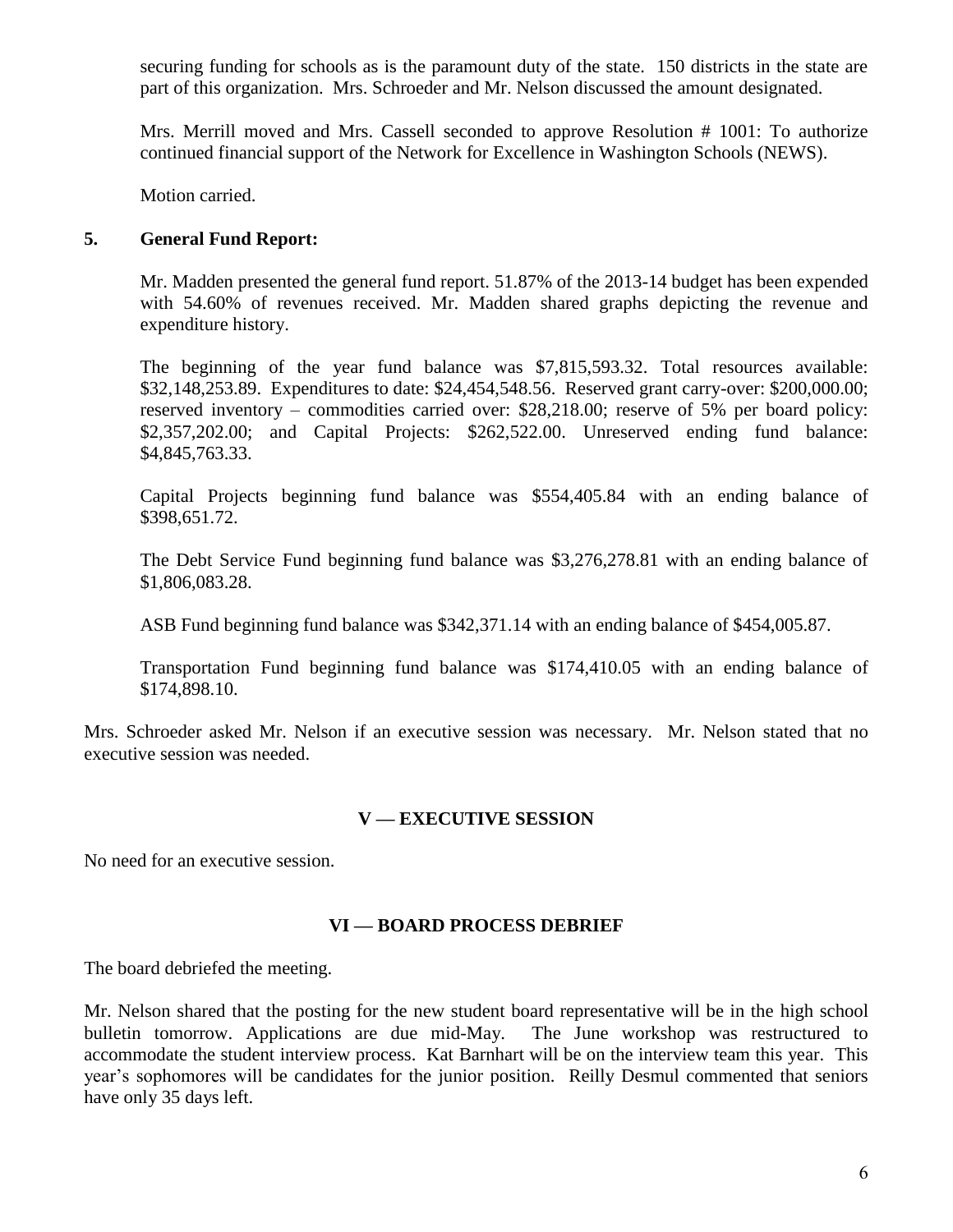securing funding for schools as is the paramount duty of the state. 150 districts in the state are part of this organization. Mrs. Schroeder and Mr. Nelson discussed the amount designated.

Mrs. Merrill moved and Mrs. Cassell seconded to approve Resolution # 1001: To authorize continued financial support of the Network for Excellence in Washington Schools (NEWS).

Motion carried.

**5. General Fund Report:**

Mr. Madden presented the general fund report. 51.87% of the 2013-14 budget has been expended with 54.60% of revenues received. Mr. Madden shared graphs depicting the revenue and expenditure history.

The beginning of the year fund balance was $7,815,593.32. Total resources available: $32,148,253.89. Expenditures to date: $24,454,548.56. Reserved grant carry-over: $200,000.00; reserved inventory – commodities carried over: $28,218.00; reserve of 5% per board policy: $2,357,202.00; and Capital Projects: $262,522.00. Unreserved ending fund balance: $4,845,763.33.

Capital Projects beginning fund balance was $554,405.84 with an ending balance of $398,651.72.

The Debt Service Fund beginning fund balance was $3,276,278.81 with an ending balance of $1,806,083.28.

ASB Fund beginning fund balance was $342,371.14 with an ending balance of $454,005.87.

Transportation Fund beginning fund balance was $174,410.05 with an ending balance of $174,898.10.

Mrs. Schroeder asked Mr. Nelson if an executive session was necessary. Mr. Nelson stated that no executive session was needed.

## V — EXECUTIVE SESSION

No need for an executive session.

## VI — BOARD PROCESS DEBRIEF

The board debriefed the meeting.

Mr. Nelson shared that the posting for the new student board representative will be in the high school bulletin tomorrow. Applications are due mid-May. The June workshop was restructured to accommodate the student interview process. Kat Barnhart will be on the interview team this year. This year's sophomores will be candidates for the junior position. Reilly Desmul commented that seniors have only 35 days left.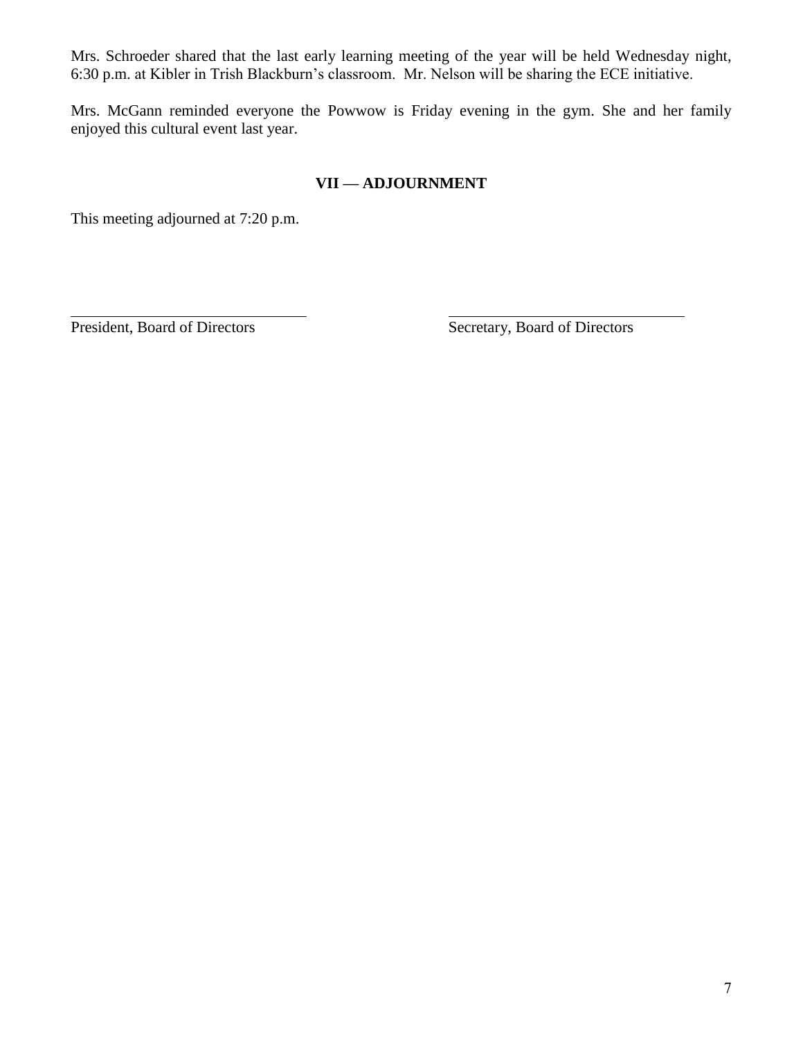Mrs. Schroeder shared that the last early learning meeting of the year will be held Wednesday night, 6:30 p.m. at Kibler in Trish Blackburn's classroom. Mr. Nelson will be sharing the ECE initiative.

Mrs. McGann reminded everyone the Powwow is Friday evening in the gym. She and her family enjoyed this cultural event last year.

## VII — ADJOURNMENT

This meeting adjourned at 7:20 p.m.

\_\_\_\_\_\_\_\_\_\_\_\_\_\_\_\_\_\_\_\_\_\_\_\_\_\_\_\_\_\_
President, Board of Directors

\_\_\_\_\_\_\_\_\_\_\_\_\_\_\_\_\_\_\_\_\_\_\_\_\_\_\_\_\_\_
Secretary, Board of Directors